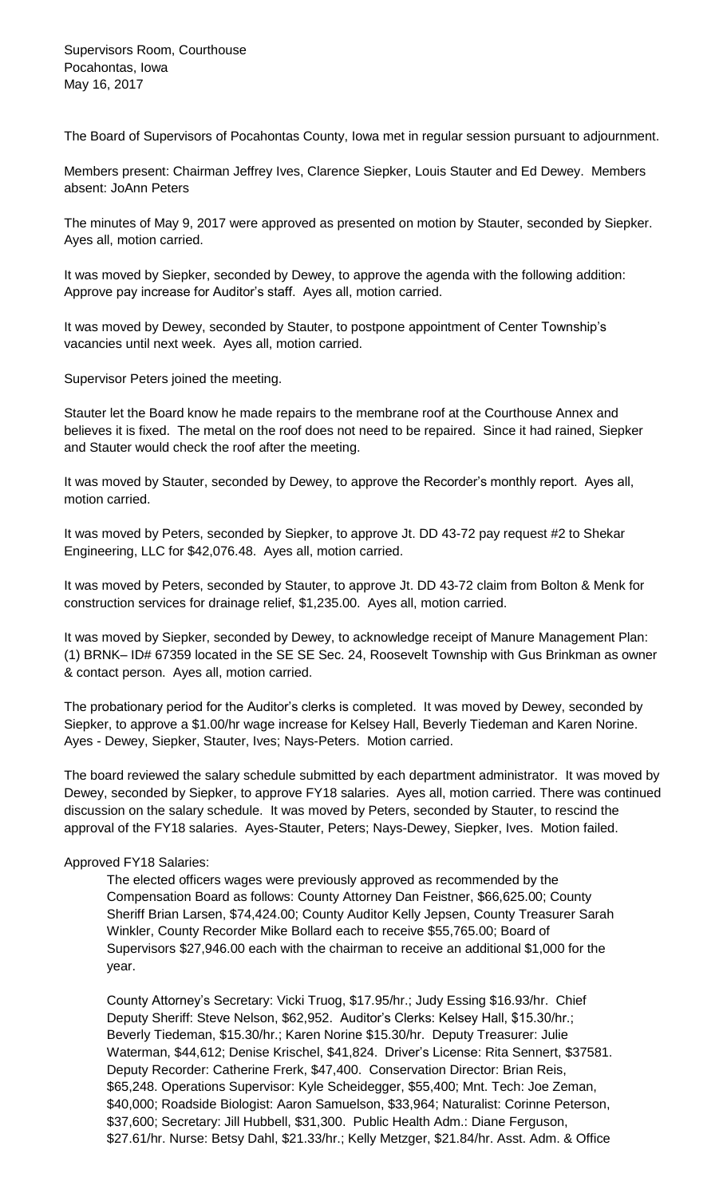Supervisors Room, Courthouse
Pocahontas, Iowa
May 16, 2017

The Board of Supervisors of Pocahontas County, Iowa met in regular session pursuant to adjournment.

Members present: Chairman Jeffrey Ives, Clarence Siepker, Louis Stauter and Ed Dewey. Members absent: JoAnn Peters

The minutes of May 9, 2017 were approved as presented on motion by Stauter, seconded by Siepker. Ayes all, motion carried.

It was moved by Siepker, seconded by Dewey, to approve the agenda with the following addition: Approve pay increase for Auditor's staff. Ayes all, motion carried.

It was moved by Dewey, seconded by Stauter, to postpone appointment of Center Township's vacancies until next week. Ayes all, motion carried.

Supervisor Peters joined the meeting.

Stauter let the Board know he made repairs to the membrane roof at the Courthouse Annex and believes it is fixed. The metal on the roof does not need to be repaired. Since it had rained, Siepker and Stauter would check the roof after the meeting.

It was moved by Stauter, seconded by Dewey, to approve the Recorder's monthly report. Ayes all, motion carried.

It was moved by Peters, seconded by Siepker, to approve Jt. DD 43-72 pay request #2 to Shekar Engineering, LLC for $42,076.48. Ayes all, motion carried.

It was moved by Peters, seconded by Stauter, to approve Jt. DD 43-72 claim from Bolton & Menk for construction services for drainage relief, $1,235.00. Ayes all, motion carried.

It was moved by Siepker, seconded by Dewey, to acknowledge receipt of Manure Management Plan: (1) BRNK– ID# 67359 located in the SE SE Sec. 24, Roosevelt Township with Gus Brinkman as owner & contact person. Ayes all, motion carried.

The probationary period for the Auditor's clerks is completed. It was moved by Dewey, seconded by Siepker, to approve a $1.00/hr wage increase for Kelsey Hall, Beverly Tiedeman and Karen Norine. Ayes - Dewey, Siepker, Stauter, Ives; Nays-Peters. Motion carried.

The board reviewed the salary schedule submitted by each department administrator. It was moved by Dewey, seconded by Siepker, to approve FY18 salaries. Ayes all, motion carried. There was continued discussion on the salary schedule. It was moved by Peters, seconded by Stauter, to rescind the approval of the FY18 salaries. Ayes-Stauter, Peters; Nays-Dewey, Siepker, Ives. Motion failed.

Approved FY18 Salaries:

The elected officers wages were previously approved as recommended by the Compensation Board as follows: County Attorney Dan Feistner, $66,625.00; County Sheriff Brian Larsen, $74,424.00; County Auditor Kelly Jepsen, County Treasurer Sarah Winkler, County Recorder Mike Bollard each to receive $55,765.00; Board of Supervisors $27,946.00 each with the chairman to receive an additional $1,000 for the year.

County Attorney's Secretary: Vicki Truog, $17.95/hr.; Judy Essing $16.93/hr. Chief Deputy Sheriff: Steve Nelson, $62,952. Auditor's Clerks: Kelsey Hall, $15.30/hr.; Beverly Tiedeman, $15.30/hr.; Karen Norine $15.30/hr. Deputy Treasurer: Julie Waterman, $44,612; Denise Krischel, $41,824. Driver's License: Rita Sennert, $37581. Deputy Recorder: Catherine Frerk, $47,400. Conservation Director: Brian Reis, $65,248. Operations Supervisor: Kyle Scheidegger, $55,400; Mnt. Tech: Joe Zeman, $40,000; Roadside Biologist: Aaron Samuelson, $33,964; Naturalist: Corinne Peterson, $37,600; Secretary: Jill Hubbell, $31,300. Public Health Adm.: Diane Ferguson, $27.61/hr. Nurse: Betsy Dahl, $21.33/hr.; Kelly Metzger, $21.84/hr. Asst. Adm. & Office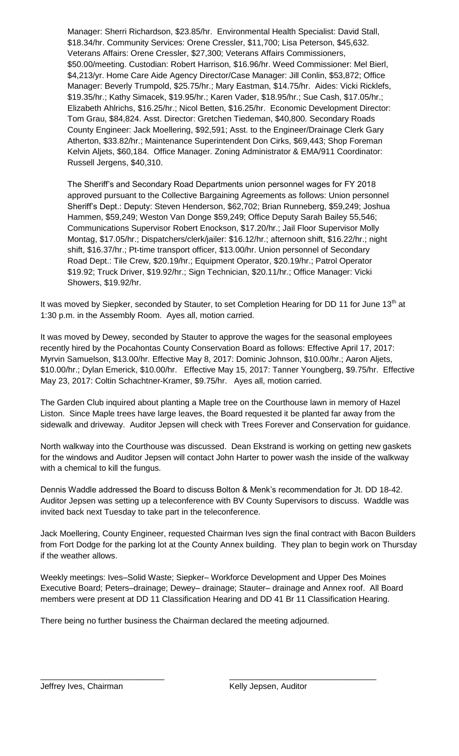Manager: Sherri Richardson, $23.85/hr. Environmental Health Specialist: David Stall, $18.34/hr. Community Services: Orene Cressler, $11,700; Lisa Peterson, $45,632. Veterans Affairs: Orene Cressler, $27,300; Veterans Affairs Commissioners, $50.00/meeting. Custodian: Robert Harrison, $16.96/hr. Weed Commissioner: Mel Bierl, $4,213/yr. Home Care Aide Agency Director/Case Manager: Jill Conlin, $53,872; Office Manager: Beverly Trumpold, $25.75/hr.; Mary Eastman, $14.75/hr. Aides: Vicki Ricklefs, $19.35/hr.; Kathy Simacek, $19.95/hr.; Karen Vader, $18.95/hr.; Sue Cash, $17.05/hr.; Elizabeth Ahlrichs, $16.25/hr.; Nicol Betten, $16.25/hr. Economic Development Director: Tom Grau, $84,824. Asst. Director: Gretchen Tiedeman, $40,800. Secondary Roads County Engineer: Jack Moellering, $92,591; Asst. to the Engineer/Drainage Clerk Gary Atherton, $33.82/hr.; Maintenance Superintendent Don Cirks, $69,443; Shop Foreman Kelvin Aljets, $60,184. Office Manager. Zoning Administrator & EMA/911 Coordinator: Russell Jergens, $40,310.

The Sheriff's and Secondary Road Departments union personnel wages for FY 2018 approved pursuant to the Collective Bargaining Agreements as follows: Union personnel Sheriff's Dept.: Deputy: Steven Henderson, $62,702; Brian Runneberg, $59,249; Joshua Hammen, $59,249; Weston Van Donge $59,249; Office Deputy Sarah Bailey 55,546; Communications Supervisor Robert Enockson, $17.20/hr.; Jail Floor Supervisor Molly Montag, $17.05/hr.; Dispatchers/clerk/jailer: $16.12/hr.; afternoon shift, $16.22/hr.; night shift, $16.37/hr.; Pt-time transport officer, $13.00/hr. Union personnel of Secondary Road Dept.: Tile Crew, $20.19/hr.; Equipment Operator, $20.19/hr.; Patrol Operator $19.92; Truck Driver, $19.92/hr.; Sign Technician, $20.11/hr.; Office Manager: Vicki Showers, $19.92/hr.

It was moved by Siepker, seconded by Stauter, to set Completion Hearing for DD 11 for June 13th at 1:30 p.m. in the Assembly Room. Ayes all, motion carried.

It was moved by Dewey, seconded by Stauter to approve the wages for the seasonal employees recently hired by the Pocahontas County Conservation Board as follows: Effective April 17, 2017: Myrvin Samuelson, $13.00/hr. Effective May 8, 2017: Dominic Johnson, $10.00/hr.; Aaron Aljets, $10.00/hr.; Dylan Emerick, $10.00/hr. Effective May 15, 2017: Tanner Youngberg, $9.75/hr. Effective May 23, 2017: Coltin Schachtner-Kramer, $9.75/hr. Ayes all, motion carried.

The Garden Club inquired about planting a Maple tree on the Courthouse lawn in memory of Hazel Liston. Since Maple trees have large leaves, the Board requested it be planted far away from the sidewalk and driveway. Auditor Jepsen will check with Trees Forever and Conservation for guidance.

North walkway into the Courthouse was discussed. Dean Ekstrand is working on getting new gaskets for the windows and Auditor Jepsen will contact John Harter to power wash the inside of the walkway with a chemical to kill the fungus.

Dennis Waddle addressed the Board to discuss Bolton & Menk's recommendation for Jt. DD 18-42. Auditor Jepsen was setting up a teleconference with BV County Supervisors to discuss. Waddle was invited back next Tuesday to take part in the teleconference.

Jack Moellering, County Engineer, requested Chairman Ives sign the final contract with Bacon Builders from Fort Dodge for the parking lot at the County Annex building. They plan to begin work on Thursday if the weather allows.

Weekly meetings: Ives–Solid Waste; Siepker– Workforce Development and Upper Des Moines Executive Board; Peters–drainage; Dewey– drainage; Stauter– drainage and Annex roof. All Board members were present at DD 11 Classification Hearing and DD 41 Br 11 Classification Hearing.

There being no further business the Chairman declared the meeting adjourned.

___________________________ ________________________________

Jeffrey Ives, Chairman Kelly Jepsen, Auditor